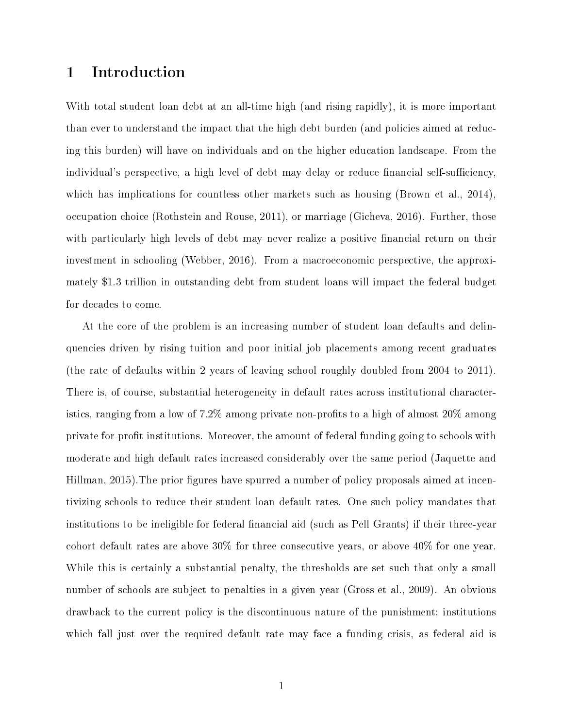# 1 Introduction

With total student loan debt at an all-time high (and rising rapidly), it is more important than ever to understand the impact that the high debt burden (and policies aimed at reducing this burden) will have on individuals and on the higher education landscape. From the individual's perspective, a high level of debt may delay or reduce financial self-sufficiency, which has implications for countless other markets such as housing (Brown et al., 2014), occupation choice (Rothstein and Rouse, 2011), or marriage (Gicheva, 2016). Further, those with particularly high levels of debt may never realize a positive financial return on their investment in schooling (Webber, 2016). From a macroeconomic perspective, the approximately $1.3 trillion in outstanding debt from student loans will impact the federal budget for decades to come.

At the core of the problem is an increasing number of student loan defaults and delinquencies driven by rising tuition and poor initial job placements among recent graduates (the rate of defaults within 2 years of leaving school roughly doubled from 2004 to 2011). There is, of course, substantial heterogeneity in default rates across institutional characteristics, ranging from a low of 7.2% among private non-profits to a high of almost 20% among private for-profit institutions. Moreover, the amount of federal funding going to schools with moderate and high default rates increased considerably over the same period (Jaquette and Hillman, 2015).The prior figures have spurred a number of policy proposals aimed at incentivizing schools to reduce their student loan default rates. One such policy mandates that institutions to be ineligible for federal financial aid (such as Pell Grants) if their three-year cohort default rates are above 30% for three consecutive years, or above 40% for one year. While this is certainly a substantial penalty, the thresholds are set such that only a small number of schools are subject to penalties in a given year (Gross et al., 2009). An obvious drawback to the current policy is the discontinuous nature of the punishment; institutions which fall just over the required default rate may face a funding crisis, as federal aid is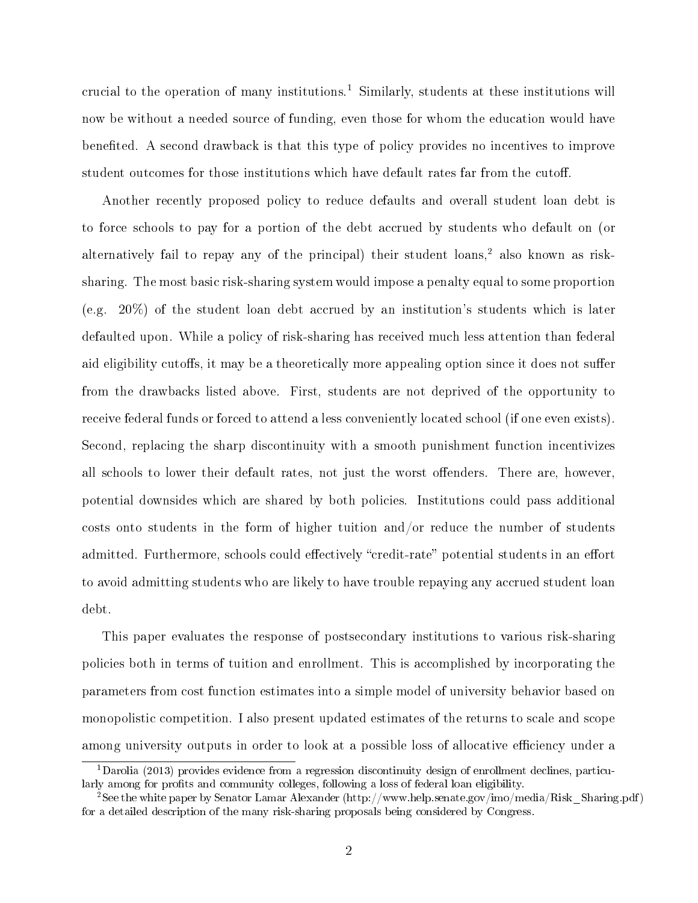crucial to the operation of many institutions.[1] Similarly, students at these institutions will now be without a needed source of funding, even those for whom the education would have benefited. A second drawback is that this type of policy provides no incentives to improve student outcomes for those institutions which have default rates far from the cutoff.

Another recently proposed policy to reduce defaults and overall student loan debt is to force schools to pay for a portion of the debt accrued by students who default on (or alternatively fail to repay any of the principal) their student loans,[2] also known as risk-sharing. The most basic risk-sharing system would impose a penalty equal to some proportion (e.g. 20%) of the student loan debt accrued by an institution's students which is later defaulted upon. While a policy of risk-sharing has received much less attention than federal aid eligibility cutoffs, it may be a theoretically more appealing option since it does not suffer from the drawbacks listed above. First, students are not deprived of the opportunity to receive federal funds or forced to attend a less conveniently located school (if one even exists). Second, replacing the sharp discontinuity with a smooth punishment function incentivizes all schools to lower their default rates, not just the worst offenders. There are, however, potential downsides which are shared by both policies. Institutions could pass additional costs onto students in the form of higher tuition and/or reduce the number of students admitted. Furthermore, schools could effectively "credit-rate" potential students in an effort to avoid admitting students who are likely to have trouble repaying any accrued student loan debt.

This paper evaluates the response of postsecondary institutions to various risk-sharing policies both in terms of tuition and enrollment. This is accomplished by incorporating the parameters from cost function estimates into a simple model of university behavior based on monopolistic competition. I also present updated estimates of the returns to scale and scope among university outputs in order to look at a possible loss of allocative efficiency under a

[1] Darolia (2013) provides evidence from a regression discontinuity design of enrollment declines, particularly among for profits and community colleges, following a loss of federal loan eligibility.

[2] See the white paper by Senator Lamar Alexander (http://www.help.senate.gov/imo/media/Risk_Sharing.pdf) for a detailed description of the many risk-sharing proposals being considered by Congress.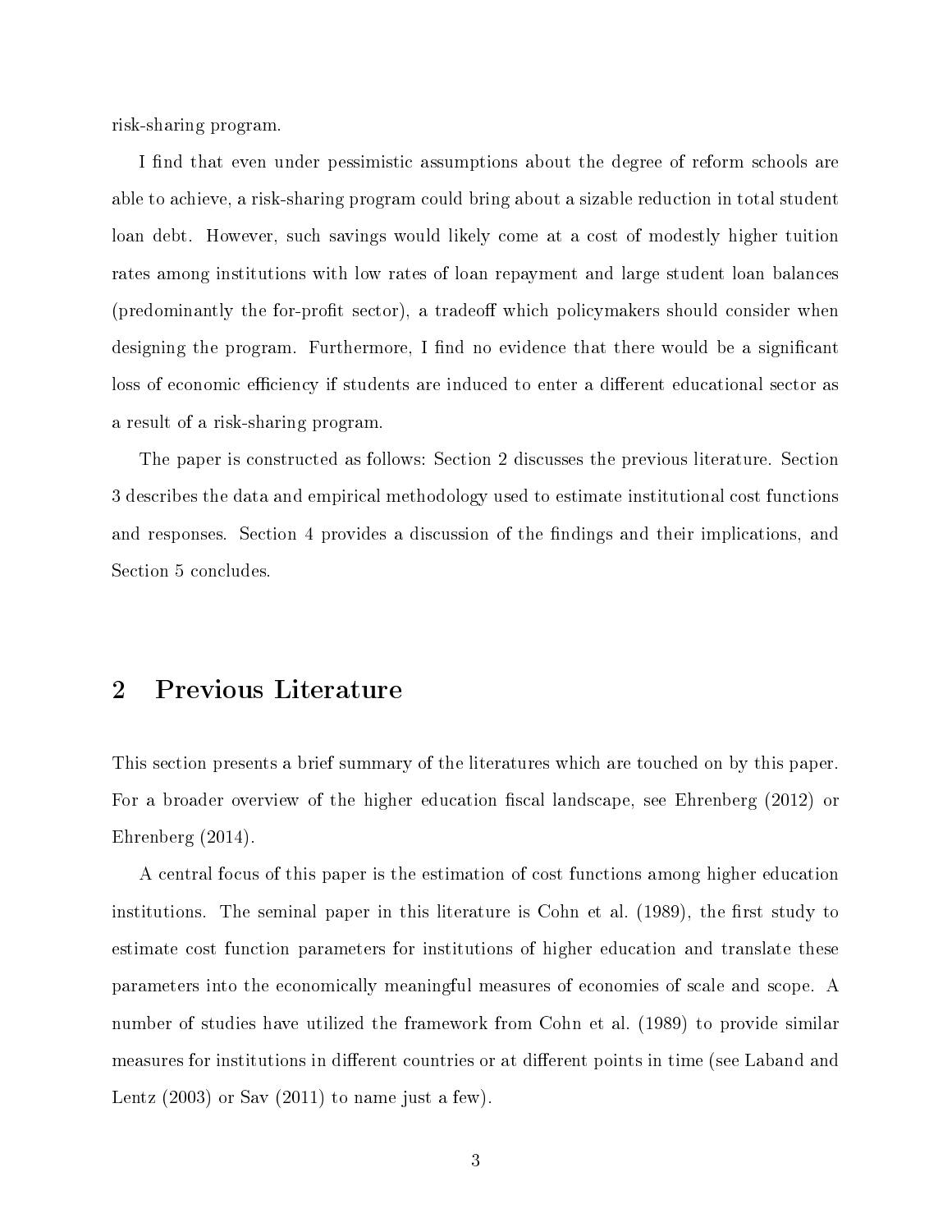risk-sharing program.

I find that even under pessimistic assumptions about the degree of reform schools are able to achieve, a risk-sharing program could bring about a sizable reduction in total student loan debt. However, such savings would likely come at a cost of modestly higher tuition rates among institutions with low rates of loan repayment and large student loan balances (predominantly the for-profit sector), a tradeoff which policymakers should consider when designing the program. Furthermore, I find no evidence that there would be a significant loss of economic efficiency if students are induced to enter a different educational sector as a result of a risk-sharing program.

The paper is constructed as follows: Section 2 discusses the previous literature. Section 3 describes the data and empirical methodology used to estimate institutional cost functions and responses. Section 4 provides a discussion of the findings and their implications, and Section 5 concludes.

## 2 Previous Literature

This section presents a brief summary of the literatures which are touched on by this paper. For a broader overview of the higher education fiscal landscape, see Ehrenberg (2012) or Ehrenberg (2014).

A central focus of this paper is the estimation of cost functions among higher education institutions. The seminal paper in this literature is Cohn et al. (1989), the first study to estimate cost function parameters for institutions of higher education and translate these parameters into the economically meaningful measures of economies of scale and scope. A number of studies have utilized the framework from Cohn et al. (1989) to provide similar measures for institutions in different countries or at different points in time (see Laband and Lentz (2003) or Sav (2011) to name just a few).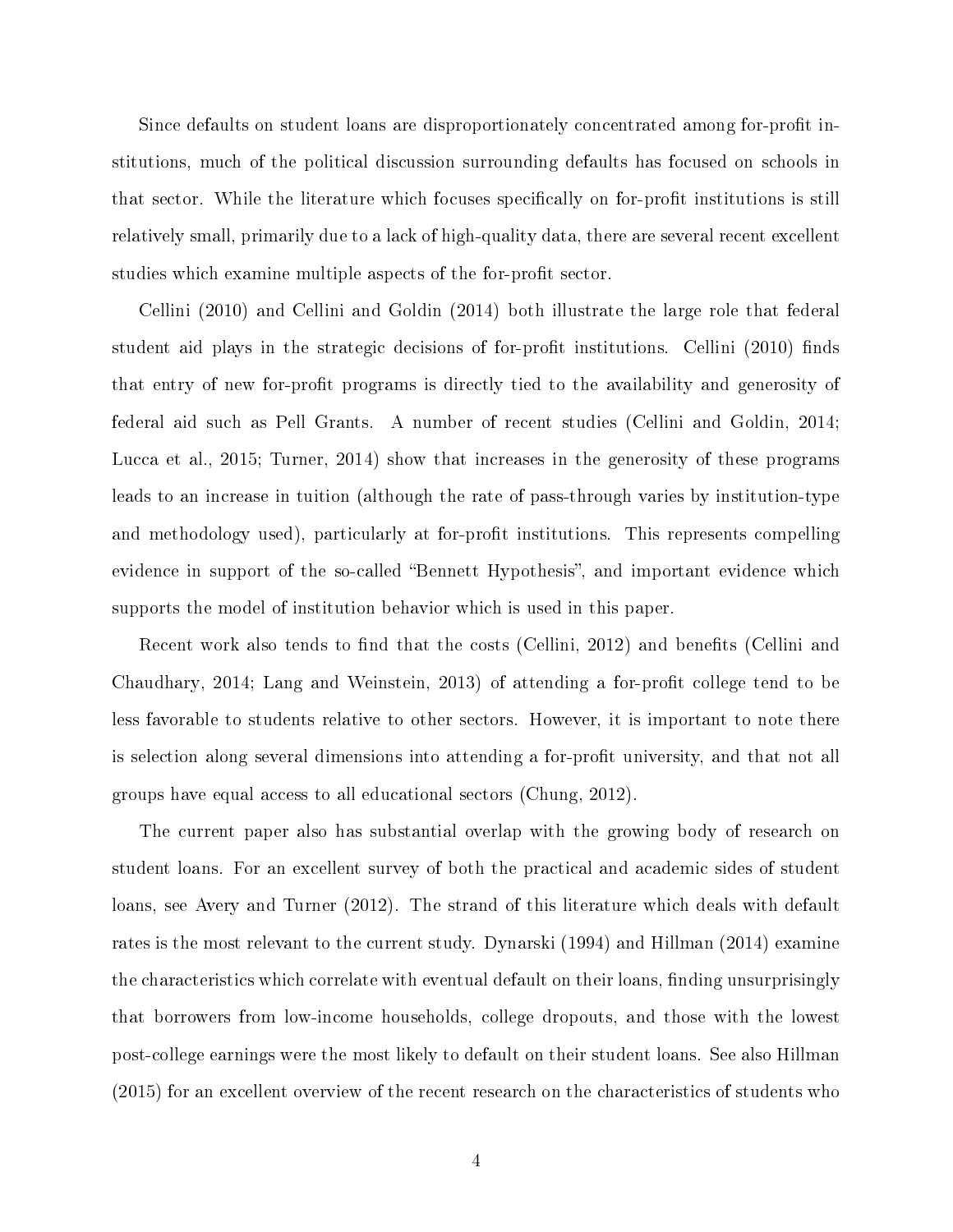Since defaults on student loans are disproportionately concentrated among for-profit institutions, much of the political discussion surrounding defaults has focused on schools in that sector. While the literature which focuses specifically on for-profit institutions is still relatively small, primarily due to a lack of high-quality data, there are several recent excellent studies which examine multiple aspects of the for-profit sector.

Cellini (2010) and Cellini and Goldin (2014) both illustrate the large role that federal student aid plays in the strategic decisions of for-profit institutions. Cellini (2010) finds that entry of new for-profit programs is directly tied to the availability and generosity of federal aid such as Pell Grants. A number of recent studies (Cellini and Goldin, 2014; Lucca et al., 2015; Turner, 2014) show that increases in the generosity of these programs leads to an increase in tuition (although the rate of pass-through varies by institution-type and methodology used), particularly at for-profit institutions. This represents compelling evidence in support of the so-called "Bennett Hypothesis", and important evidence which supports the model of institution behavior which is used in this paper.

Recent work also tends to find that the costs (Cellini, 2012) and benefits (Cellini and Chaudhary, 2014; Lang and Weinstein, 2013) of attending a for-profit college tend to be less favorable to students relative to other sectors. However, it is important to note there is selection along several dimensions into attending a for-profit university, and that not all groups have equal access to all educational sectors (Chung, 2012).

The current paper also has substantial overlap with the growing body of research on student loans. For an excellent survey of both the practical and academic sides of student loans, see Avery and Turner (2012). The strand of this literature which deals with default rates is the most relevant to the current study. Dynarski (1994) and Hillman (2014) examine the characteristics which correlate with eventual default on their loans, finding unsurprisingly that borrowers from low-income households, college dropouts, and those with the lowest post-college earnings were the most likely to default on their student loans. See also Hillman (2015) for an excellent overview of the recent research on the characteristics of students who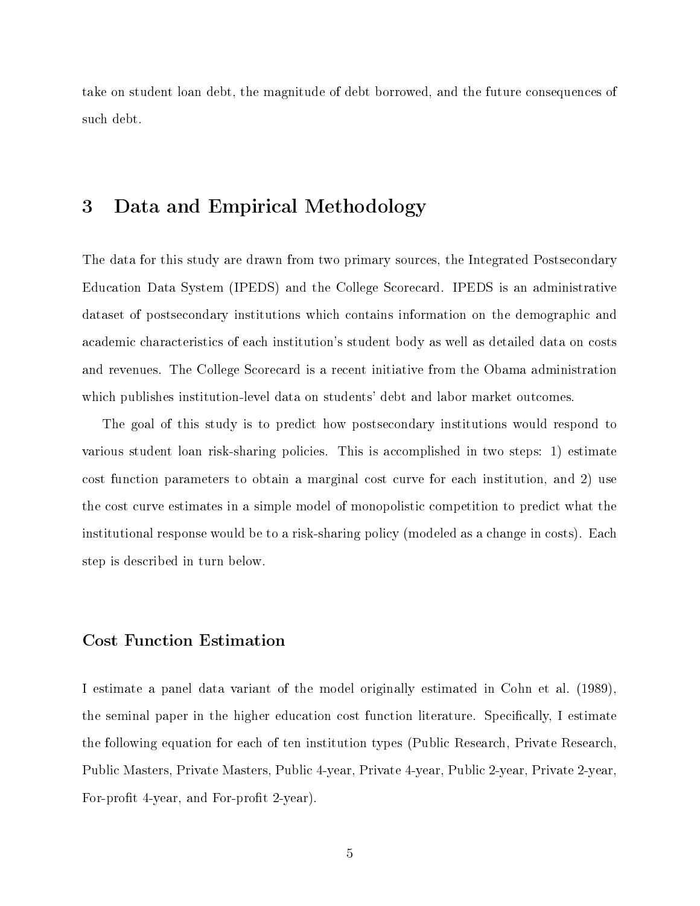take on student loan debt, the magnitude of debt borrowed, and the future consequences of such debt.

## 3 Data and Empirical Methodology

The data for this study are drawn from two primary sources, the Integrated Postsecondary Education Data System (IPEDS) and the College Scorecard. IPEDS is an administrative dataset of postsecondary institutions which contains information on the demographic and academic characteristics of each institution's student body as well as detailed data on costs and revenues. The College Scorecard is a recent initiative from the Obama administration which publishes institution-level data on students' debt and labor market outcomes.

The goal of this study is to predict how postsecondary institutions would respond to various student loan risk-sharing policies. This is accomplished in two steps: 1) estimate cost function parameters to obtain a marginal cost curve for each institution, and 2) use the cost curve estimates in a simple model of monopolistic competition to predict what the institutional response would be to a risk-sharing policy (modeled as a change in costs). Each step is described in turn below.

### Cost Function Estimation

I estimate a panel data variant of the model originally estimated in Cohn et al. (1989), the seminal paper in the higher education cost function literature. Specifically, I estimate the following equation for each of ten institution types (Public Research, Private Research, Public Masters, Private Masters, Public 4-year, Private 4-year, Public 2-year, Private 2-year, For-profit 4-year, and For-profit 2-year).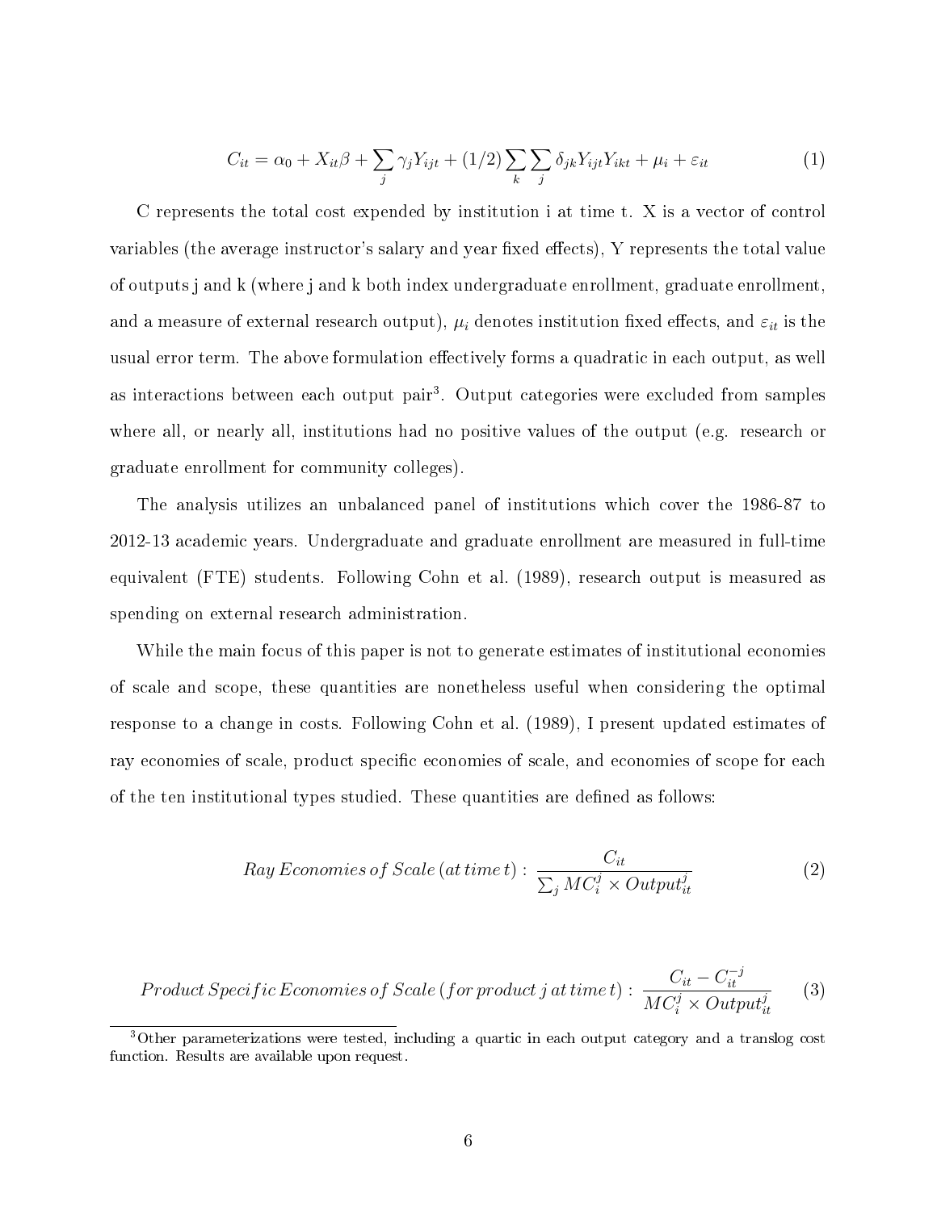$$C_{it} = \alpha_0 + X_{it}\beta + \sum_j \gamma_j Y_{ijt} + (1/2)\sum_k \sum_j \delta_{jk} Y_{ijt} Y_{ikt} + \mu_i + \varepsilon_{it} \tag{1}$$

C represents the total cost expended by institution i at time t. X is a vector of control variables (the average instructor's salary and year fixed effects), Y represents the total value of outputs j and k (where j and k both index undergraduate enrollment, graduate enrollment, and a measure of external research output), $\mu_i$ denotes institution fixed effects, and $\varepsilon_{it}$ is the usual error term. The above formulation effectively forms a quadratic in each output, as well as interactions between each output pair[3]. Output categories were excluded from samples where all, or nearly all, institutions had no positive values of the output (e.g. research or graduate enrollment for community colleges).

The analysis utilizes an unbalanced panel of institutions which cover the 1986-87 to 2012-13 academic years. Undergraduate and graduate enrollment are measured in full-time equivalent (FTE) students. Following Cohn et al. (1989), research output is measured as spending on external research administration.

While the main focus of this paper is not to generate estimates of institutional economies of scale and scope, these quantities are nonetheless useful when considering the optimal response to a change in costs. Following Cohn et al. (1989), I present updated estimates of ray economies of scale, product specific economies of scale, and economies of scope for each of the ten institutional types studied. These quantities are defined as follows:

$$Ray\, Economies\, of\, Scale\, (at\, time\, t) : \frac{C_{it}}{\sum_j MC_i^j \times Output_{it}^j} \tag{2}$$

$$Product\, Specific\, Economies\, of\, Scale\, (for\, product\, j\, at\, time\, t) : \frac{C_{it} - C_{it}^{-j}}{MC_i^j \times Output_{it}^j} \tag{3}$$

[3] Other parameterizations were tested, including a quartic in each output category and a translog cost function. Results are available upon request.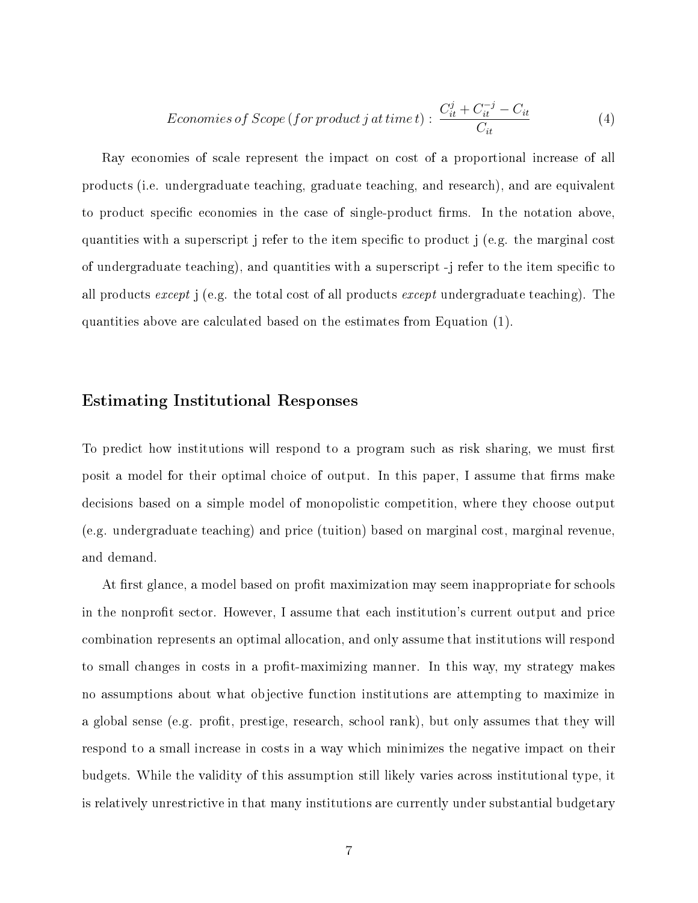$$Economies\,of\,Scope\,(for\,product\,j\,at\,time\,t): \frac{C_{it}^{j} + C_{it}^{-j} - C_{it}}{C_{it}} \tag{4}$$

Ray economies of scale represent the impact on cost of a proportional increase of all products (i.e. undergraduate teaching, graduate teaching, and research), and are equivalent to product specific economies in the case of single-product firms. In the notation above, quantities with a superscript j refer to the item specific to product j (e.g. the marginal cost of undergraduate teaching), and quantities with a superscript -j refer to the item specific to all products *except* j (e.g. the total cost of all products *except* undergraduate teaching). The quantities above are calculated based on the estimates from Equation (1).

## Estimating Institutional Responses

To predict how institutions will respond to a program such as risk sharing, we must first posit a model for their optimal choice of output. In this paper, I assume that firms make decisions based on a simple model of monopolistic competition, where they choose output (e.g. undergraduate teaching) and price (tuition) based on marginal cost, marginal revenue, and demand.

At first glance, a model based on profit maximization may seem inappropriate for schools in the nonprofit sector. However, I assume that each institution's current output and price combination represents an optimal allocation, and only assume that institutions will respond to small changes in costs in a profit-maximizing manner. In this way, my strategy makes no assumptions about what objective function institutions are attempting to maximize in a global sense (e.g. profit, prestige, research, school rank), but only assumes that they will respond to a small increase in costs in a way which minimizes the negative impact on their budgets. While the validity of this assumption still likely varies across institutional type, it is relatively unrestrictive in that many institutions are currently under substantial budgetary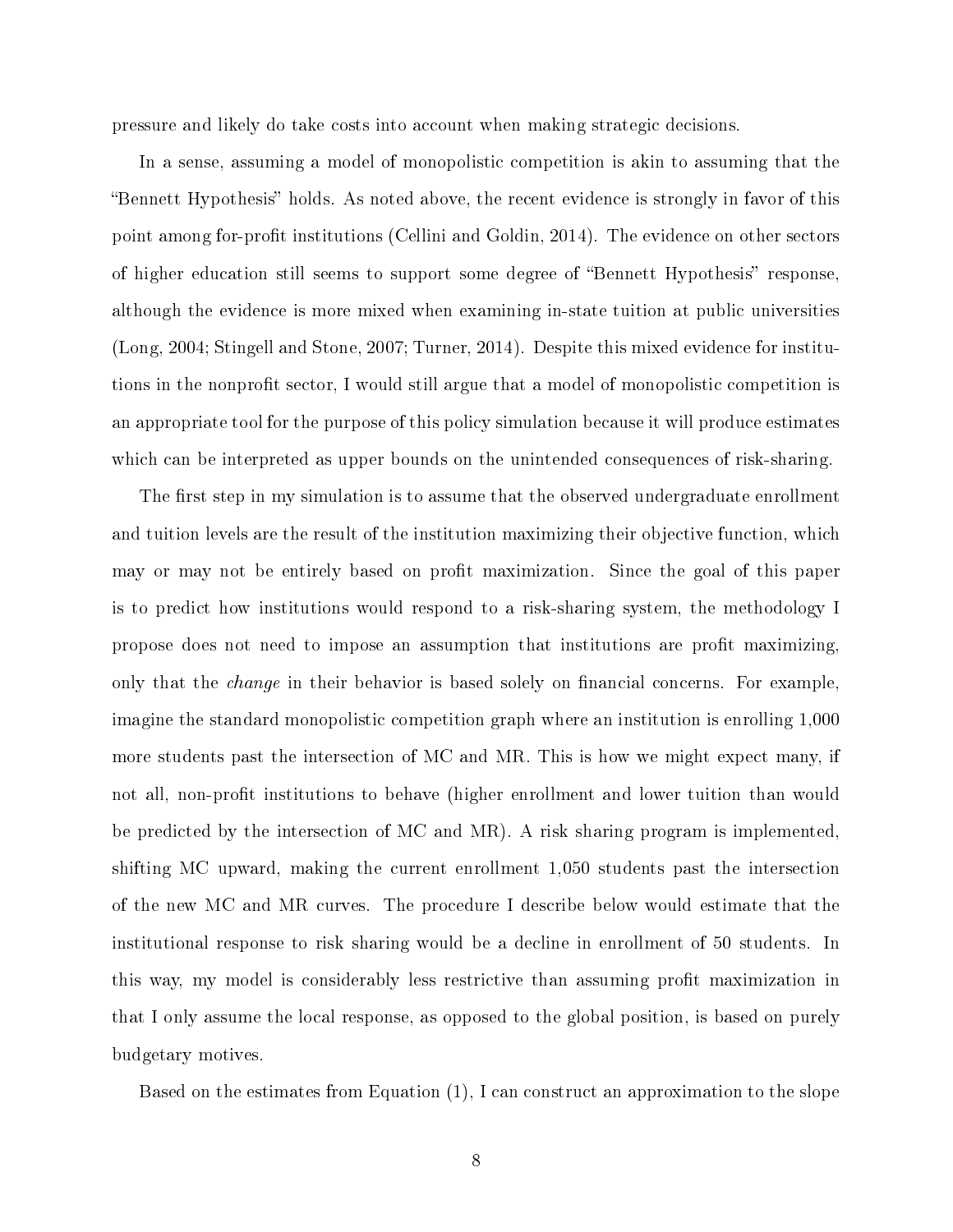pressure and likely do take costs into account when making strategic decisions.

In a sense, assuming a model of monopolistic competition is akin to assuming that the "Bennett Hypothesis" holds. As noted above, the recent evidence is strongly in favor of this point among for-profit institutions (Cellini and Goldin, 2014). The evidence on other sectors of higher education still seems to support some degree of "Bennett Hypothesis" response, although the evidence is more mixed when examining in-state tuition at public universities (Long, 2004; Stingell and Stone, 2007; Turner, 2014). Despite this mixed evidence for institutions in the nonprofit sector, I would still argue that a model of monopolistic competition is an appropriate tool for the purpose of this policy simulation because it will produce estimates which can be interpreted as upper bounds on the unintended consequences of risk-sharing.

The first step in my simulation is to assume that the observed undergraduate enrollment and tuition levels are the result of the institution maximizing their objective function, which may or may not be entirely based on profit maximization. Since the goal of this paper is to predict how institutions would respond to a risk-sharing system, the methodology I propose does not need to impose an assumption that institutions are profit maximizing, only that the *change* in their behavior is based solely on financial concerns. For example, imagine the standard monopolistic competition graph where an institution is enrolling 1,000 more students past the intersection of MC and MR. This is how we might expect many, if not all, non-profit institutions to behave (higher enrollment and lower tuition than would be predicted by the intersection of MC and MR). A risk sharing program is implemented, shifting MC upward, making the current enrollment 1,050 students past the intersection of the new MC and MR curves. The procedure I describe below would estimate that the institutional response to risk sharing would be a decline in enrollment of 50 students. In this way, my model is considerably less restrictive than assuming profit maximization in that I only assume the local response, as opposed to the global position, is based on purely budgetary motives.

Based on the estimates from Equation (1), I can construct an approximation to the slope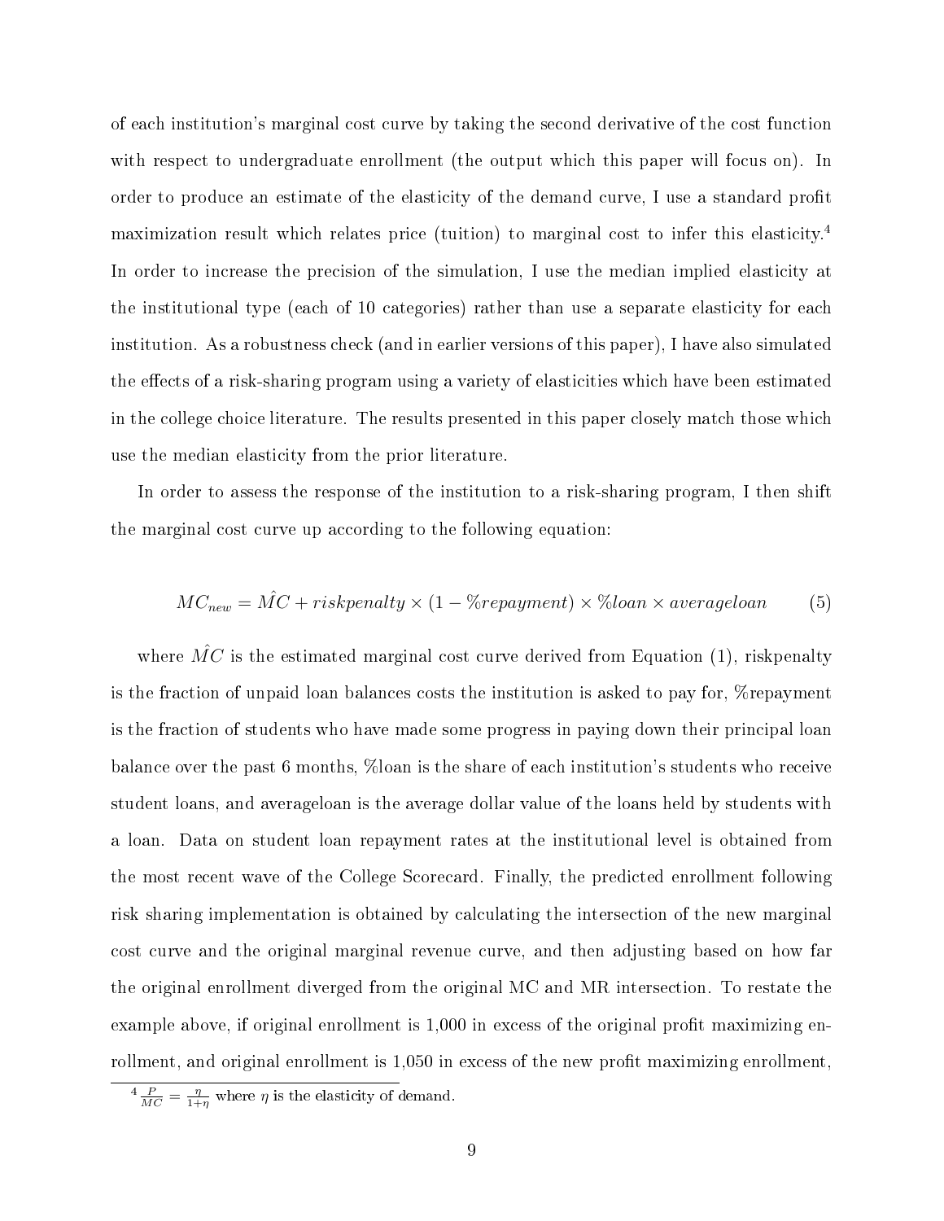of each institution's marginal cost curve by taking the second derivative of the cost function with respect to undergraduate enrollment (the output which this paper will focus on). In order to produce an estimate of the elasticity of the demand curve, I use a standard profit maximization result which relates price (tuition) to marginal cost to infer this elasticity.[4] In order to increase the precision of the simulation, I use the median implied elasticity at the institutional type (each of 10 categories) rather than use a separate elasticity for each institution. As a robustness check (and in earlier versions of this paper), I have also simulated the effects of a risk-sharing program using a variety of elasticities which have been estimated in the college choice literature. The results presented in this paper closely match those which use the median elasticity from the prior literature.

In order to assess the response of the institution to a risk-sharing program, I then shift the marginal cost curve up according to the following equation:

$$MC_{new} = \hat{MC} + riskpenalty \times (1 - \%repayment) \times \%loan \times averageloan \tag{5}$$

where $\hat{MC}$ is the estimated marginal cost curve derived from Equation (1), riskpenalty is the fraction of unpaid loan balances costs the institution is asked to pay for, %repayment is the fraction of students who have made some progress in paying down their principal loan balance over the past 6 months, %loan is the share of each institution's students who receive student loans, and averageloan is the average dollar value of the loans held by students with a loan. Data on student loan repayment rates at the institutional level is obtained from the most recent wave of the College Scorecard. Finally, the predicted enrollment following risk sharing implementation is obtained by calculating the intersection of the new marginal cost curve and the original marginal revenue curve, and then adjusting based on how far the original enrollment diverged from the original MC and MR intersection. To restate the example above, if original enrollment is 1,000 in excess of the original profit maximizing enrollment, and original enrollment is 1,050 in excess of the new profit maximizing enrollment,

[4] $\frac{P}{MC} = \frac{\eta}{1+\eta}$ where $\eta$ is the elasticity of demand.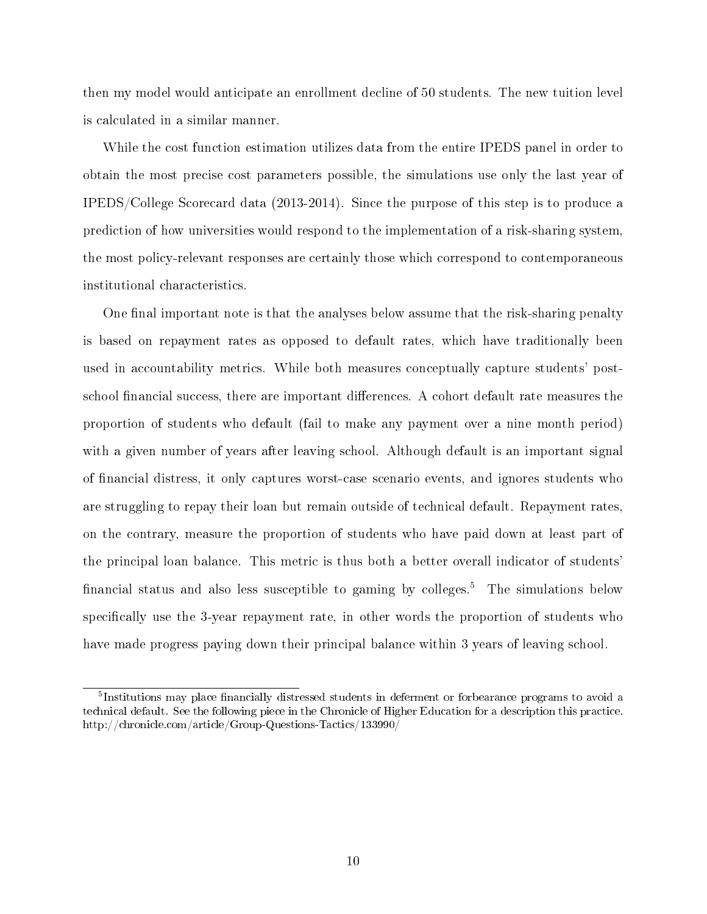then my model would anticipate an enrollment decline of 50 students. The new tuition level is calculated in a similar manner.

While the cost function estimation utilizes data from the entire IPEDS panel in order to obtain the most precise cost parameters possible, the simulations use only the last year of IPEDS/College Scorecard data (2013-2014). Since the purpose of this step is to produce a prediction of how universities would respond to the implementation of a risk-sharing system, the most policy-relevant responses are certainly those which correspond to contemporaneous institutional characteristics.

One final important note is that the analyses below assume that the risk-sharing penalty is based on repayment rates as opposed to default rates, which have traditionally been used in accountability metrics. While both measures conceptually capture students' post-school financial success, there are important differences. A cohort default rate measures the proportion of students who default (fail to make any payment over a nine month period) with a given number of years after leaving school. Although default is an important signal of financial distress, it only captures worst-case scenario events, and ignores students who are struggling to repay their loan but remain outside of technical default. Repayment rates, on the contrary, measure the proportion of students who have paid down at least part of the principal loan balance. This metric is thus both a better overall indicator of students' financial status and also less susceptible to gaming by colleges.[5] The simulations below specifically use the 3-year repayment rate, in other words the proportion of students who have made progress paying down their principal balance within 3 years of leaving school.

[5] Institutions may place financially distressed students in deferment or forbearance programs to avoid a technical default. See the following piece in the Chronicle of Higher Education for a description this practice. http://chronicle.com/article/Group-Questions-Tactics/133990/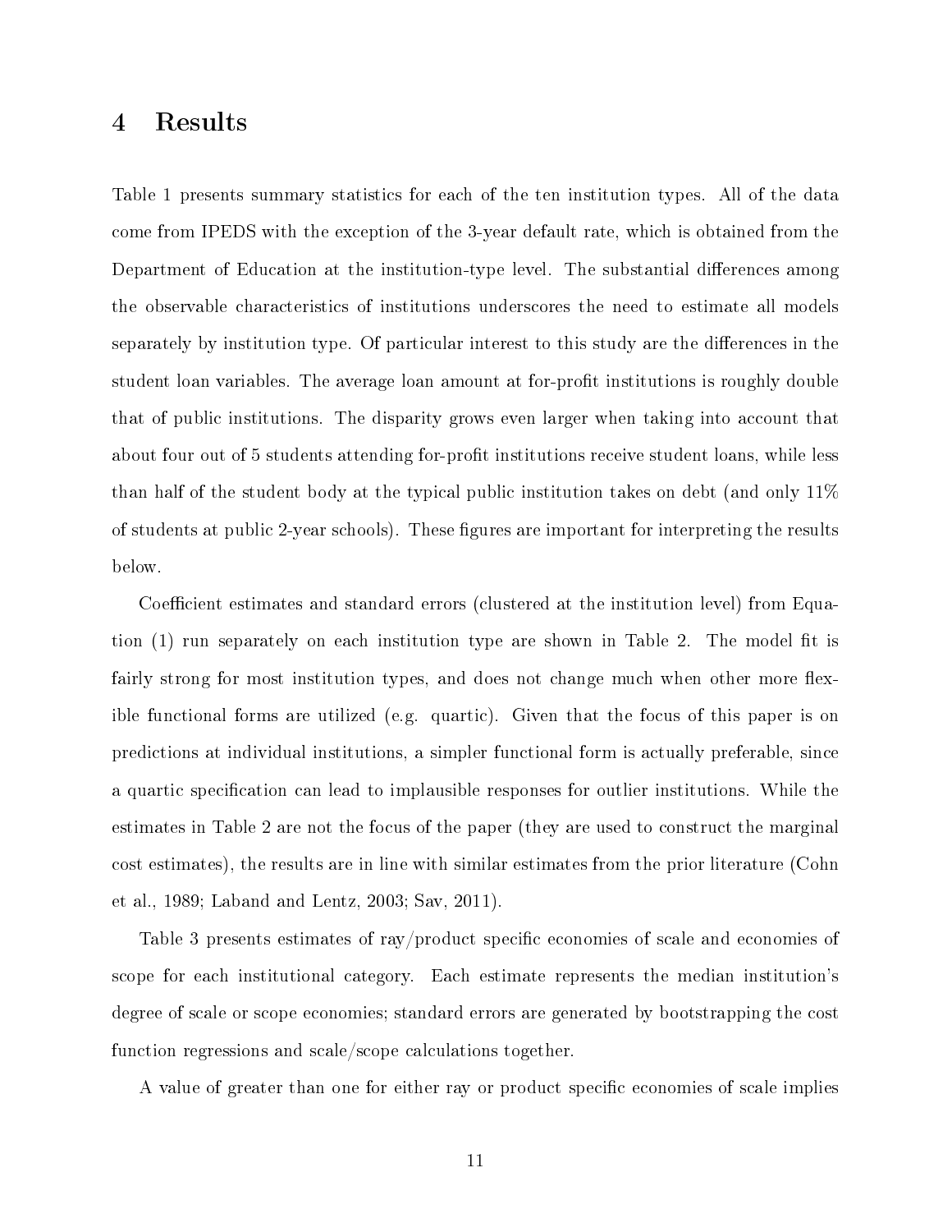# 4 Results

Table 1 presents summary statistics for each of the ten institution types. All of the data come from IPEDS with the exception of the 3-year default rate, which is obtained from the Department of Education at the institution-type level. The substantial differences among the observable characteristics of institutions underscores the need to estimate all models separately by institution type. Of particular interest to this study are the differences in the student loan variables. The average loan amount at for-profit institutions is roughly double that of public institutions. The disparity grows even larger when taking into account that about four out of 5 students attending for-profit institutions receive student loans, while less than half of the student body at the typical public institution takes on debt (and only 11% of students at public 2-year schools). These figures are important for interpreting the results below.

Coefficient estimates and standard errors (clustered at the institution level) from Equation (1) run separately on each institution type are shown in Table 2. The model fit is fairly strong for most institution types, and does not change much when other more flexible functional forms are utilized (e.g. quartic). Given that the focus of this paper is on predictions at individual institutions, a simpler functional form is actually preferable, since a quartic specification can lead to implausible responses for outlier institutions. While the estimates in Table 2 are not the focus of the paper (they are used to construct the marginal cost estimates), the results are in line with similar estimates from the prior literature (Cohn et al., 1989; Laband and Lentz, 2003; Sav, 2011).

Table 3 presents estimates of ray/product specific economies of scale and economies of scope for each institutional category. Each estimate represents the median institution's degree of scale or scope economies; standard errors are generated by bootstrapping the cost function regressions and scale/scope calculations together.

A value of greater than one for either ray or product specific economies of scale implies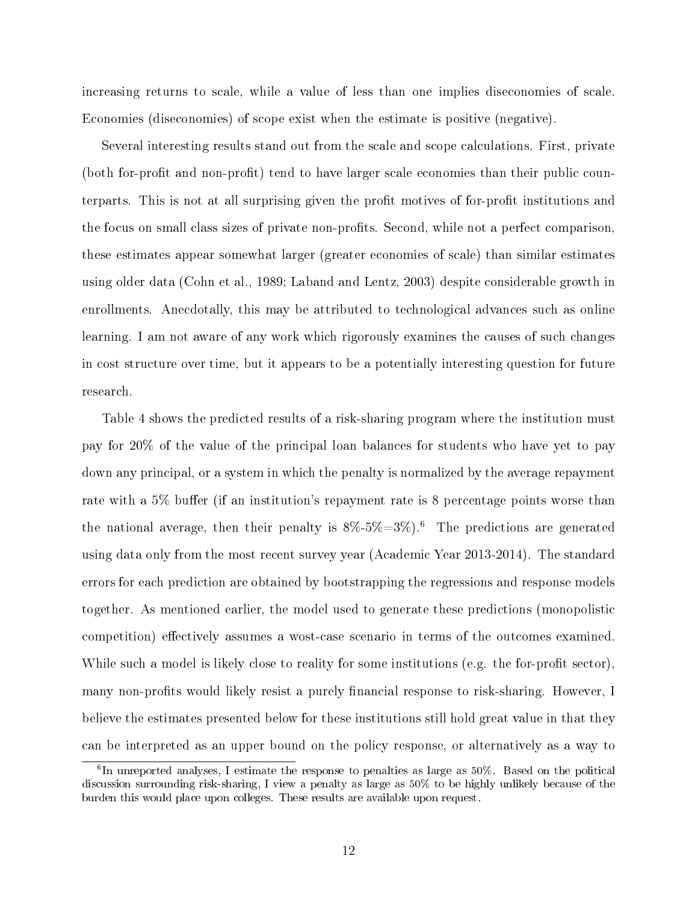increasing returns to scale, while a value of less than one implies diseconomies of scale. Economies (diseconomies) of scope exist when the estimate is positive (negative).

Several interesting results stand out from the scale and scope calculations. First, private (both for-profit and non-profit) tend to have larger scale economies than their public counterparts. This is not at all surprising given the profit motives of for-profit institutions and the focus on small class sizes of private non-profits. Second, while not a perfect comparison, these estimates appear somewhat larger (greater economies of scale) than similar estimates using older data (Cohn et al., 1989; Laband and Lentz, 2003) despite considerable growth in enrollments. Anecdotally, this may be attributed to technological advances such as online learning. I am not aware of any work which rigorously examines the causes of such changes in cost structure over time, but it appears to be a potentially interesting question for future research.

Table 4 shows the predicted results of a risk-sharing program where the institution must pay for 20% of the value of the principal loan balances for students who have yet to pay down any principal, or a system in which the penalty is normalized by the average repayment rate with a 5% buffer (if an institution's repayment rate is 8 percentage points worse than the national average, then their penalty is 8%-5%=3%).[6] The predictions are generated using data only from the most recent survey year (Academic Year 2013-2014). The standard errors for each prediction are obtained by bootstrapping the regressions and response models together. As mentioned earlier, the model used to generate these predictions (monopolistic competition) effectively assumes a wost-case scenario in terms of the outcomes examined. While such a model is likely close to reality for some institutions (e.g. the for-profit sector), many non-profits would likely resist a purely financial response to risk-sharing. However, I believe the estimates presented below for these institutions still hold great value in that they can be interpreted as an upper bound on the policy response, or alternatively as a way to

[6] In unreported analyses, I estimate the response to penalties as large as 50%. Based on the political discussion surrounding risk-sharing, I view a penalty as large as 50% to be highly unlikely because of the burden this would place upon colleges. These results are available upon request.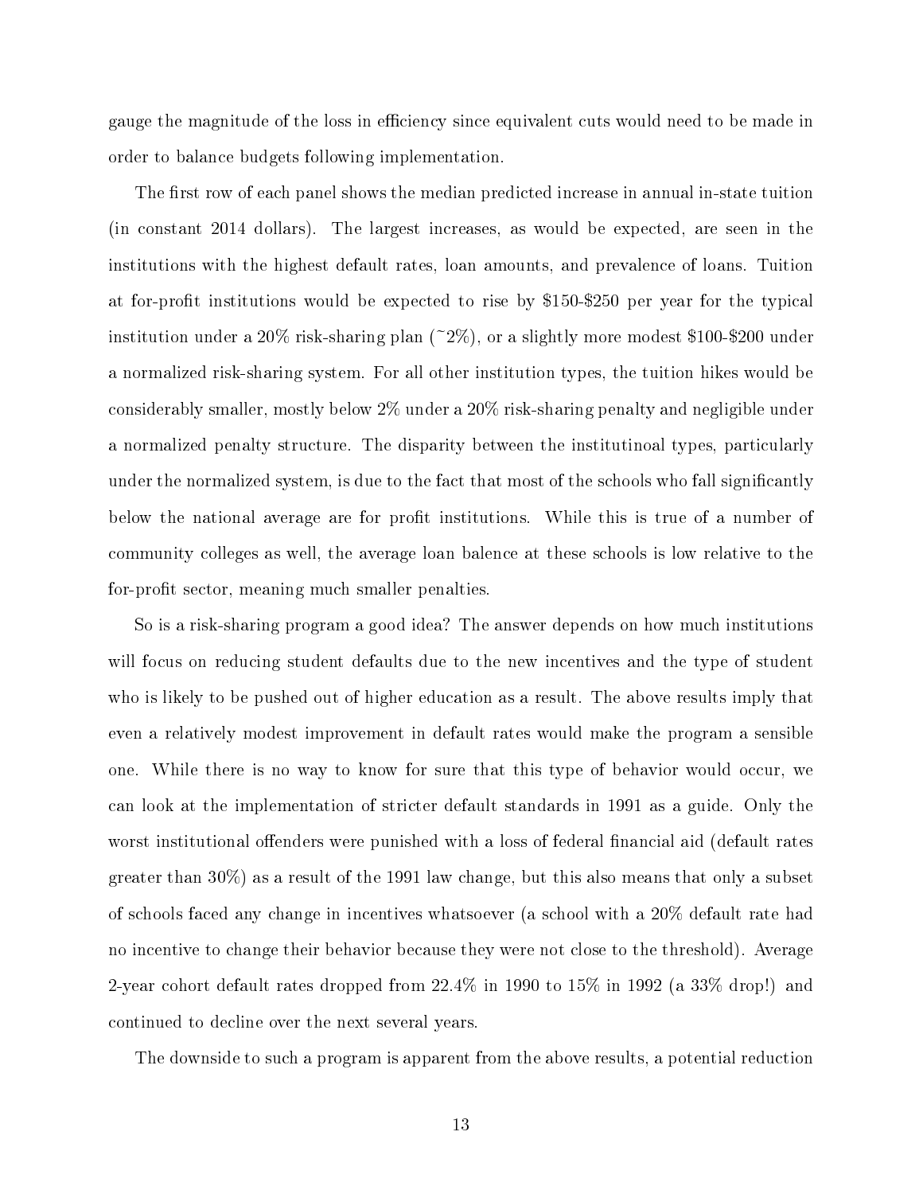gauge the magnitude of the loss in efficiency since equivalent cuts would need to be made in order to balance budgets following implementation.

The first row of each panel shows the median predicted increase in annual in-state tuition (in constant 2014 dollars). The largest increases, as would be expected, are seen in the institutions with the highest default rates, loan amounts, and prevalence of loans. Tuition at for-profit institutions would be expected to rise by $150-$250 per year for the typical institution under a 20% risk-sharing plan (~2%), or a slightly more modest $100-$200 under a normalized risk-sharing system. For all other institution types, the tuition hikes would be considerably smaller, mostly below 2% under a 20% risk-sharing penalty and negligible under a normalized penalty structure. The disparity between the institutinoal types, particularly under the normalized system, is due to the fact that most of the schools who fall significantly below the national average are for profit institutions. While this is true of a number of community colleges as well, the average loan balence at these schools is low relative to the for-profit sector, meaning much smaller penalties.

So is a risk-sharing program a good idea? The answer depends on how much institutions will focus on reducing student defaults due to the new incentives and the type of student who is likely to be pushed out of higher education as a result. The above results imply that even a relatively modest improvement in default rates would make the program a sensible one. While there is no way to know for sure that this type of behavior would occur, we can look at the implementation of stricter default standards in 1991 as a guide. Only the worst institutional offenders were punished with a loss of federal financial aid (default rates greater than 30%) as a result of the 1991 law change, but this also means that only a subset of schools faced any change in incentives whatsoever (a school with a 20% default rate had no incentive to change their behavior because they were not close to the threshold). Average 2-year cohort default rates dropped from 22.4% in 1990 to 15% in 1992 (a 33% drop!) and continued to decline over the next several years.

The downside to such a program is apparent from the above results, a potential reduction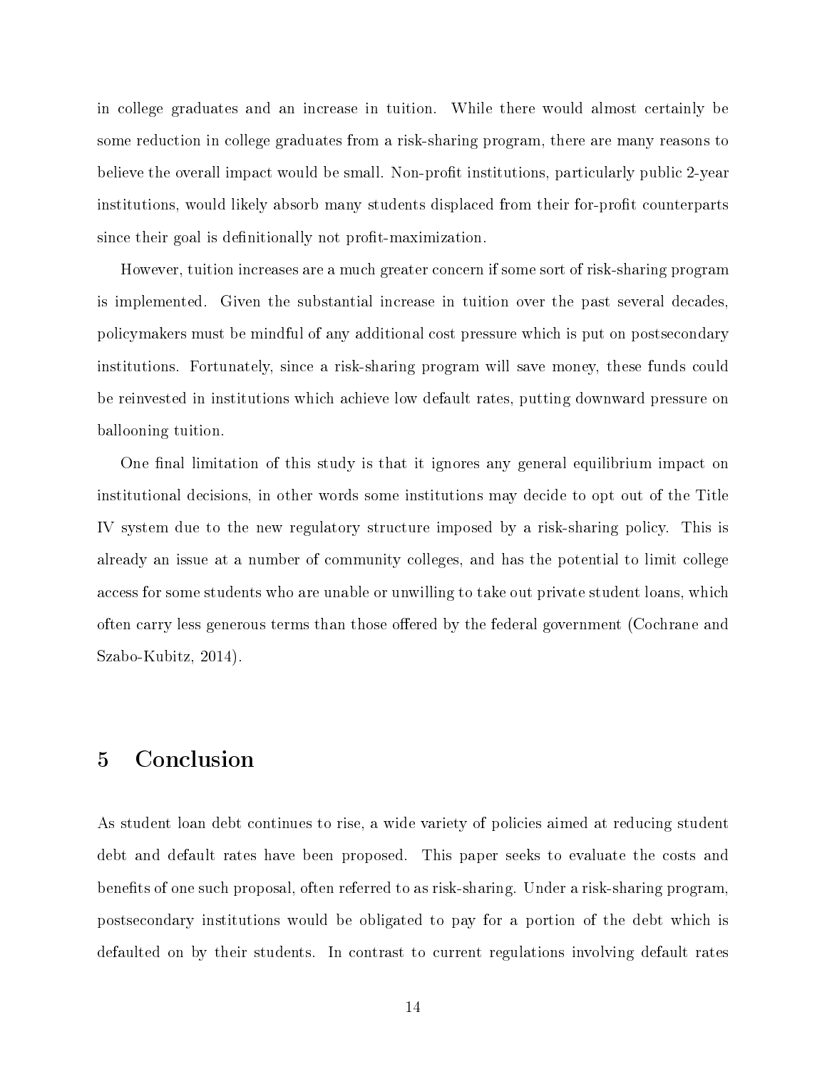in college graduates and an increase in tuition. While there would almost certainly be some reduction in college graduates from a risk-sharing program, there are many reasons to believe the overall impact would be small. Non-profit institutions, particularly public 2-year institutions, would likely absorb many students displaced from their for-profit counterparts since their goal is definitionally not profit-maximization.

However, tuition increases are a much greater concern if some sort of risk-sharing program is implemented. Given the substantial increase in tuition over the past several decades, policymakers must be mindful of any additional cost pressure which is put on postsecondary institutions. Fortunately, since a risk-sharing program will save money, these funds could be reinvested in institutions which achieve low default rates, putting downward pressure on ballooning tuition.

One final limitation of this study is that it ignores any general equilibrium impact on institutional decisions, in other words some institutions may decide to opt out of the Title IV system due to the new regulatory structure imposed by a risk-sharing policy. This is already an issue at a number of community colleges, and has the potential to limit college access for some students who are unable or unwilling to take out private student loans, which often carry less generous terms than those offered by the federal government (Cochrane and Szabo-Kubitz, 2014).

# 5 Conclusion

As student loan debt continues to rise, a wide variety of policies aimed at reducing student debt and default rates have been proposed. This paper seeks to evaluate the costs and benefits of one such proposal, often referred to as risk-sharing. Under a risk-sharing program, postsecondary institutions would be obligated to pay for a portion of the debt which is defaulted on by their students. In contrast to current regulations involving default rates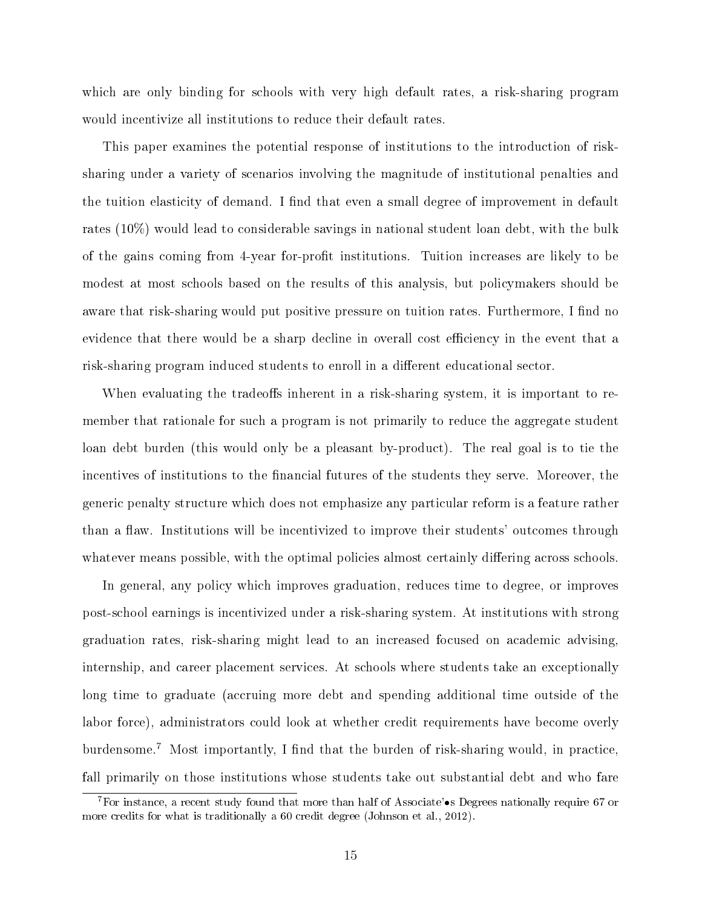which are only binding for schools with very high default rates, a risk-sharing program would incentivize all institutions to reduce their default rates.

This paper examines the potential response of institutions to the introduction of risk-sharing under a variety of scenarios involving the magnitude of institutional penalties and the tuition elasticity of demand. I find that even a small degree of improvement in default rates (10%) would lead to considerable savings in national student loan debt, with the bulk of the gains coming from 4-year for-profit institutions. Tuition increases are likely to be modest at most schools based on the results of this analysis, but policymakers should be aware that risk-sharing would put positive pressure on tuition rates. Furthermore, I find no evidence that there would be a sharp decline in overall cost efficiency in the event that a risk-sharing program induced students to enroll in a different educational sector.

When evaluating the tradeoffs inherent in a risk-sharing system, it is important to remember that rationale for such a program is not primarily to reduce the aggregate student loan debt burden (this would only be a pleasant by-product). The real goal is to tie the incentives of institutions to the financial futures of the students they serve. Moreover, the generic penalty structure which does not emphasize any particular reform is a feature rather than a flaw. Institutions will be incentivized to improve their students' outcomes through whatever means possible, with the optimal policies almost certainly differing across schools.

In general, any policy which improves graduation, reduces time to degree, or improves post-school earnings is incentivized under a risk-sharing system. At institutions with strong graduation rates, risk-sharing might lead to an increased focused on academic advising, internship, and career placement services. At schools where students take an exceptionally long time to graduate (accruing more debt and spending additional time outside of the labor force), administrators could look at whether credit requirements have become overly burdensome.[7] Most importantly, I find that the burden of risk-sharing would, in practice, fall primarily on those institutions whose students take out substantial debt and who fare

[7] For instance, a recent study found that more than half of Associate's Degrees nationally require 67 or more credits for what is traditionally a 60 credit degree (Johnson et al., 2012).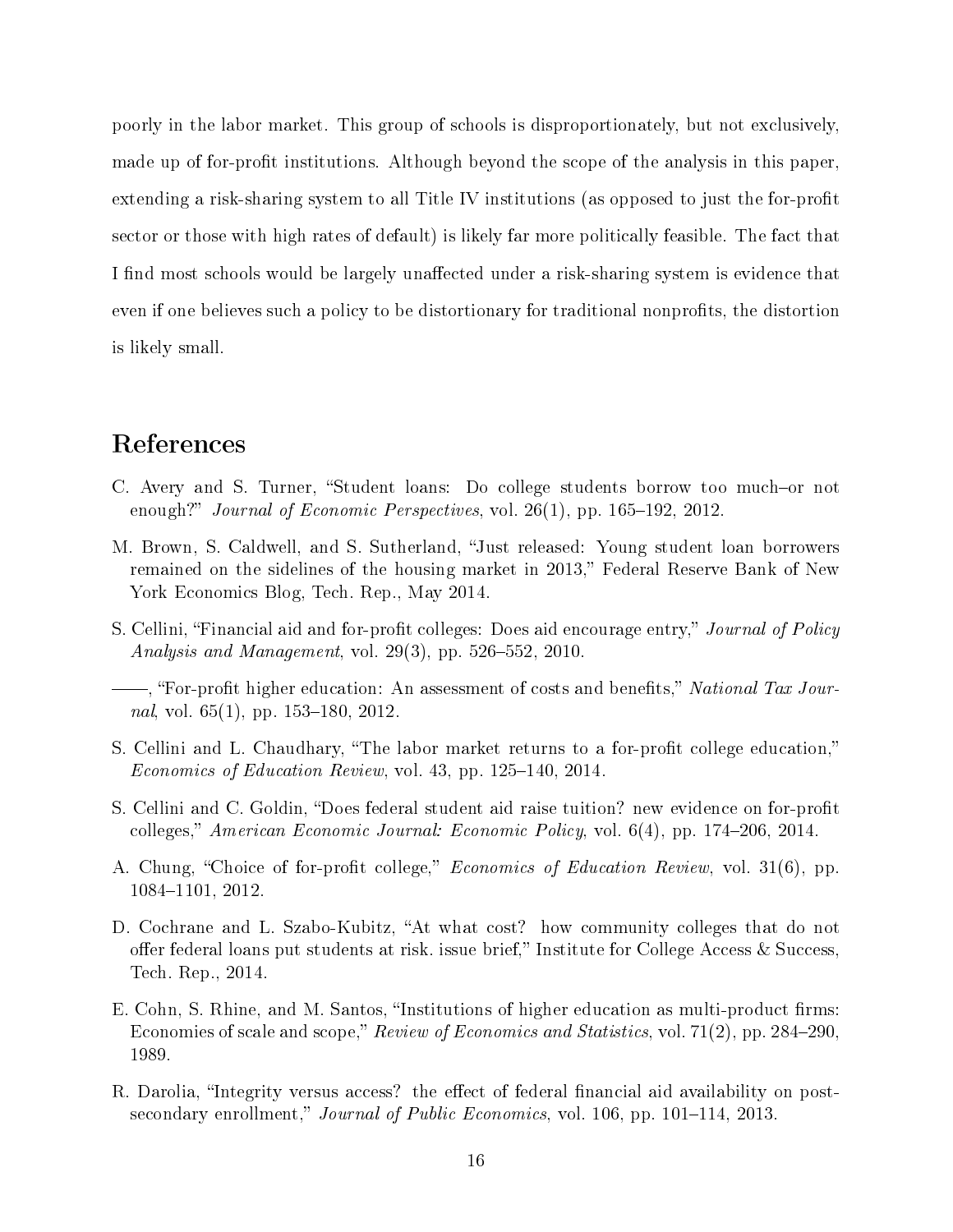poorly in the labor market. This group of schools is disproportionately, but not exclusively, made up of for-profit institutions. Although beyond the scope of the analysis in this paper, extending a risk-sharing system to all Title IV institutions (as opposed to just the for-profit sector or those with high rates of default) is likely far more politically feasible. The fact that I find most schools would be largely unaffected under a risk-sharing system is evidence that even if one believes such a policy to be distortionary for traditional nonprofits, the distortion is likely small.

## References

C. Avery and S. Turner, "Student loans: Do college students borrow too much–or not enough?" *Journal of Economic Perspectives*, vol. 26(1), pp. 165–192, 2012.

M. Brown, S. Caldwell, and S. Sutherland, "Just released: Young student loan borrowers remained on the sidelines of the housing market in 2013," Federal Reserve Bank of New York Economics Blog, Tech. Rep., May 2014.

S. Cellini, "Financial aid and for-profit colleges: Does aid encourage entry," *Journal of Policy Analysis and Management*, vol. 29(3), pp. 526–552, 2010.

——, "For-profit higher education: An assessment of costs and benefits," *National Tax Journal*, vol. 65(1), pp. 153–180, 2012.

S. Cellini and L. Chaudhary, "The labor market returns to a for-profit college education," *Economics of Education Review*, vol. 43, pp. 125–140, 2014.

S. Cellini and C. Goldin, "Does federal student aid raise tuition? new evidence on for-profit colleges," *American Economic Journal: Economic Policy*, vol. 6(4), pp. 174–206, 2014.

A. Chung, "Choice of for-profit college," *Economics of Education Review*, vol. 31(6), pp. 1084–1101, 2012.

D. Cochrane and L. Szabo-Kubitz, "At what cost? how community colleges that do not offer federal loans put students at risk. issue brief," Institute for College Access & Success, Tech. Rep., 2014.

E. Cohn, S. Rhine, and M. Santos, "Institutions of higher education as multi-product firms: Economies of scale and scope," *Review of Economics and Statistics*, vol. 71(2), pp. 284–290, 1989.

R. Darolia, "Integrity versus access? the effect of federal financial aid availability on postsecondary enrollment," *Journal of Public Economics*, vol. 106, pp. 101–114, 2013.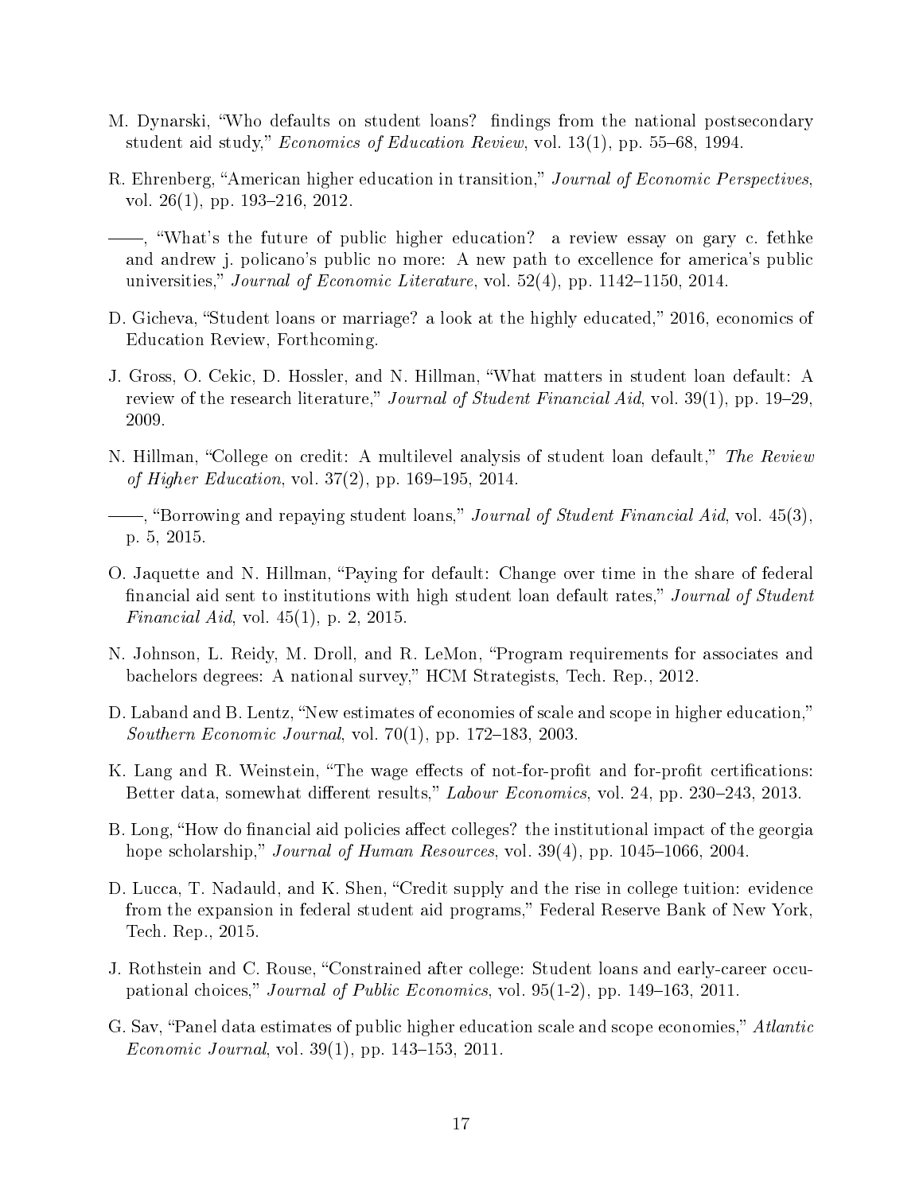M. Dynarski, "Who defaults on student loans? findings from the national postsecondary student aid study," *Economics of Education Review*, vol. 13(1), pp. 55–68, 1994.

R. Ehrenberg, "American higher education in transition," *Journal of Economic Perspectives*, vol. 26(1), pp. 193–216, 2012.

——, "What's the future of public higher education? a review essay on gary c. fethke and andrew j. policano's public no more: A new path to excellence for america's public universities," *Journal of Economic Literature*, vol. 52(4), pp. 1142–1150, 2014.

D. Gicheva, "Student loans or marriage? a look at the highly educated," 2016, economics of Education Review, Forthcoming.

J. Gross, O. Cekic, D. Hossler, and N. Hillman, "What matters in student loan default: A review of the research literature," *Journal of Student Financial Aid*, vol. 39(1), pp. 19–29, 2009.

N. Hillman, "College on credit: A multilevel analysis of student loan default," *The Review of Higher Education*, vol. 37(2), pp. 169–195, 2014.

——, "Borrowing and repaying student loans," *Journal of Student Financial Aid*, vol. 45(3), p. 5, 2015.

O. Jaquette and N. Hillman, "Paying for default: Change over time in the share of federal financial aid sent to institutions with high student loan default rates," *Journal of Student Financial Aid*, vol. 45(1), p. 2, 2015.

N. Johnson, L. Reidy, M. Droll, and R. LeMon, "Program requirements for associates and bachelors degrees: A national survey," HCM Strategists, Tech. Rep., 2012.

D. Laband and B. Lentz, "New estimates of economies of scale and scope in higher education," *Southern Economic Journal*, vol. 70(1), pp. 172–183, 2003.

K. Lang and R. Weinstein, "The wage effects of not-for-profit and for-profit certifications: Better data, somewhat different results," *Labour Economics*, vol. 24, pp. 230–243, 2013.

B. Long, "How do financial aid policies affect colleges? the institutional impact of the georgia hope scholarship," *Journal of Human Resources*, vol. 39(4), pp. 1045–1066, 2004.

D. Lucca, T. Nadauld, and K. Shen, "Credit supply and the rise in college tuition: evidence from the expansion in federal student aid programs," Federal Reserve Bank of New York, Tech. Rep., 2015.

J. Rothstein and C. Rouse, "Constrained after college: Student loans and early-career occupational choices," *Journal of Public Economics*, vol. 95(1-2), pp. 149–163, 2011.

G. Sav, "Panel data estimates of public higher education scale and scope economies," *Atlantic Economic Journal*, vol. 39(1), pp. 143–153, 2011.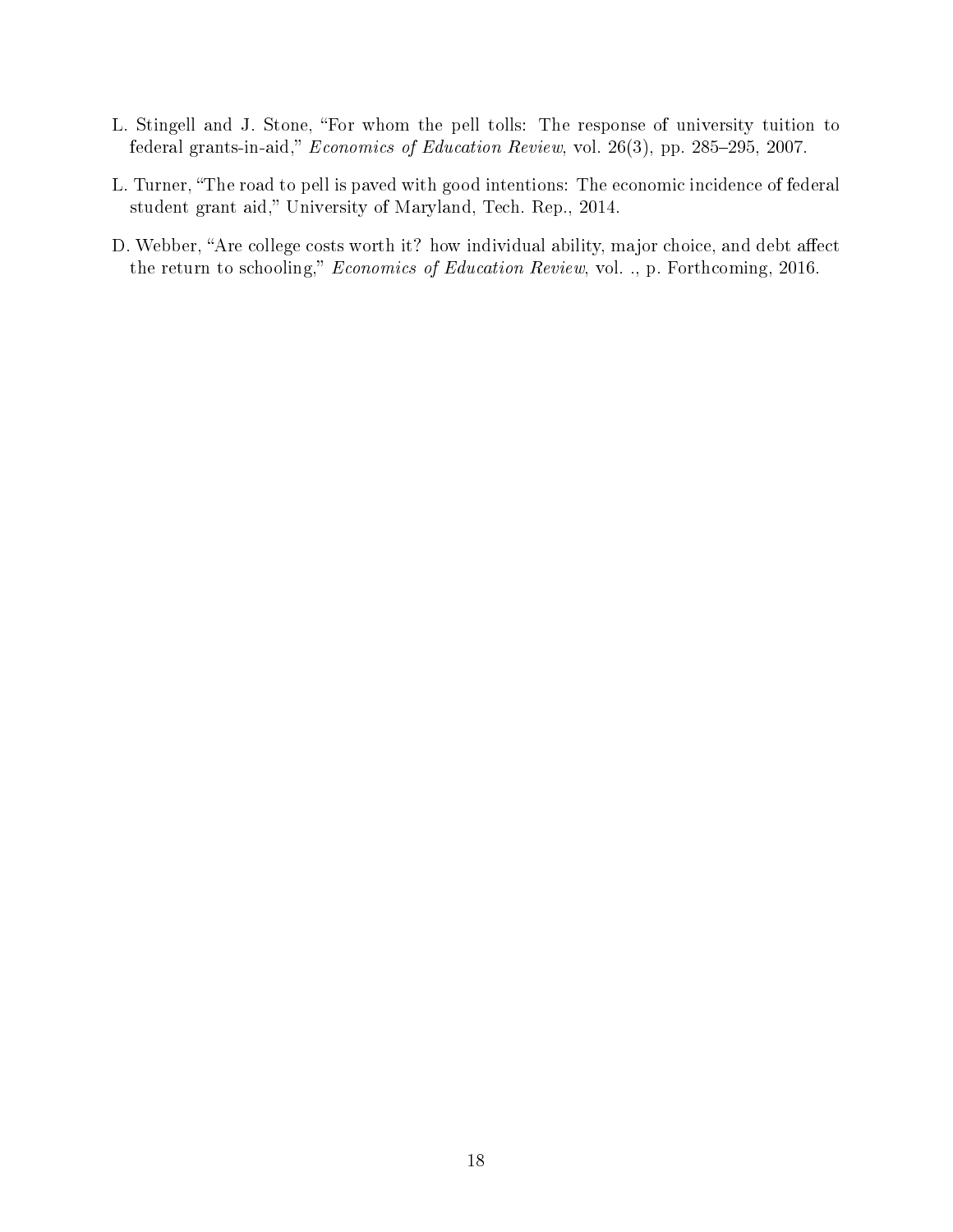L. Stingell and J. Stone, "For whom the pell tolls: The response of university tuition to federal grants-in-aid," *Economics of Education Review*, vol. 26(3), pp. 285–295, 2007.

L. Turner, "The road to pell is paved with good intentions: The economic incidence of federal student grant aid," University of Maryland, Tech. Rep., 2014.

D. Webber, "Are college costs worth it? how individual ability, major choice, and debt affect the return to schooling," *Economics of Education Review*, vol. ., p. Forthcoming, 2016.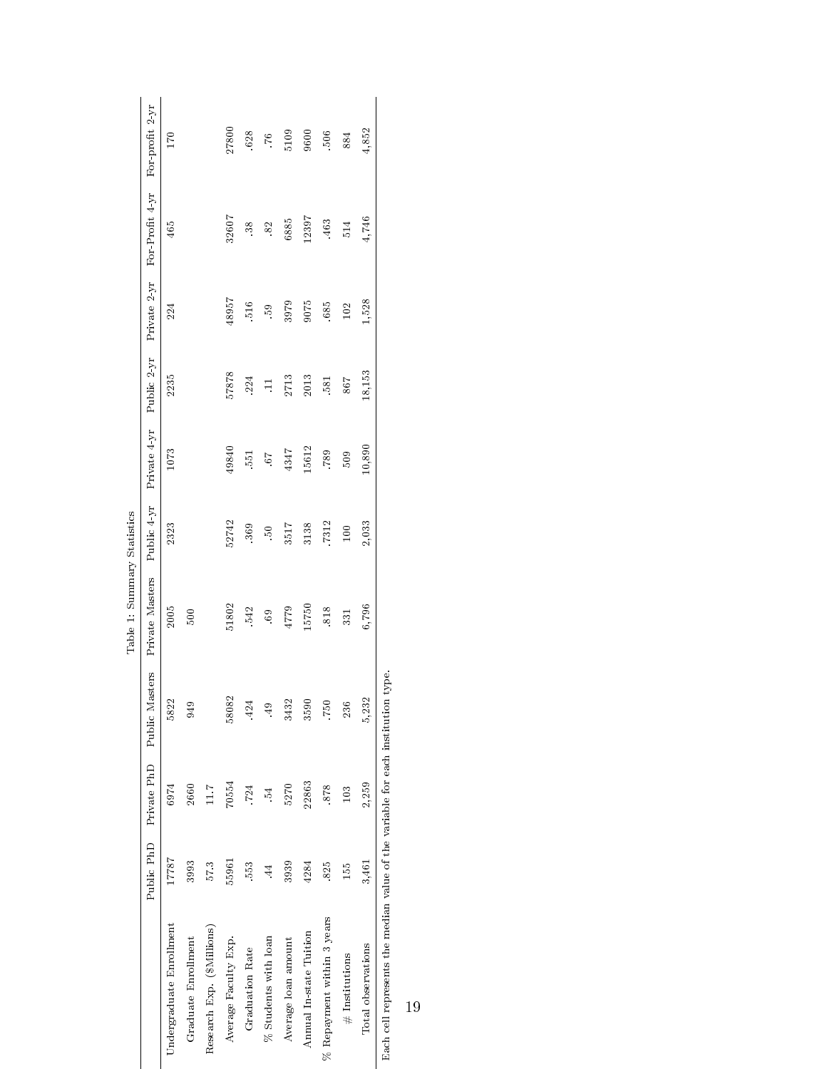Table 1: Summary Statistics

| | Public PhD | Private PhD | Public Masters | Private Masters | Public 4-yr | Private 4-yr | Public 2-yr | Private 2-yr | For-Profit 4-yr | For-profit 2-yr |
|---|---|---|---|---|---|---|---|---|---|---|
| Undergraduate Enrollment | 17787 | 6974 | 5822 | 2005 | 2323 | 1073 | 2235 | 224 | 465 | 170 |
| Graduate Enrollment | 3993 | 2660 | 949 | 500 | | | | | | |
| Research Exp. ($Millions) | 57.3 | 11.7 | | | | | | | | |
| Average Faculty Exp. | 55961 | 70554 | 58082 | 51802 | 52742 | 49840 | 57878 | 48957 | 32607 | 27800 |
| Graduation Rate | .553 | .724 | .424 | .542 | .369 | .551 | .224 | .516 | .38 | .628 |
| % Students with loan | .44 | .54 | .49 | .69 | .50 | .67 | .11 | .59 | .82 | .76 |
| Average loan amount | 3939 | 5270 | 3432 | 4779 | 3517 | 4347 | 2713 | 3979 | 6885 | 5109 |
| Annual In-state Tuition | 4284 | 22863 | 3590 | 15750 | 3138 | 15612 | 2013 | 9075 | 12397 | 9600 |
| % Repayment within 3 years | .825 | .878 | .750 | .818 | .7312 | .789 | .581 | .685 | .463 | .506 |
| # Institutions | 155 | 103 | 236 | 331 | 100 | 509 | 867 | 102 | 514 | 884 |
| Total observations | 3,461 | 2,259 | 5,232 | 6,796 | 2,033 | 10,890 | 18,153 | 1,528 | 4,746 | 4,852 |

Each cell represents the median value of the variable for each institution type.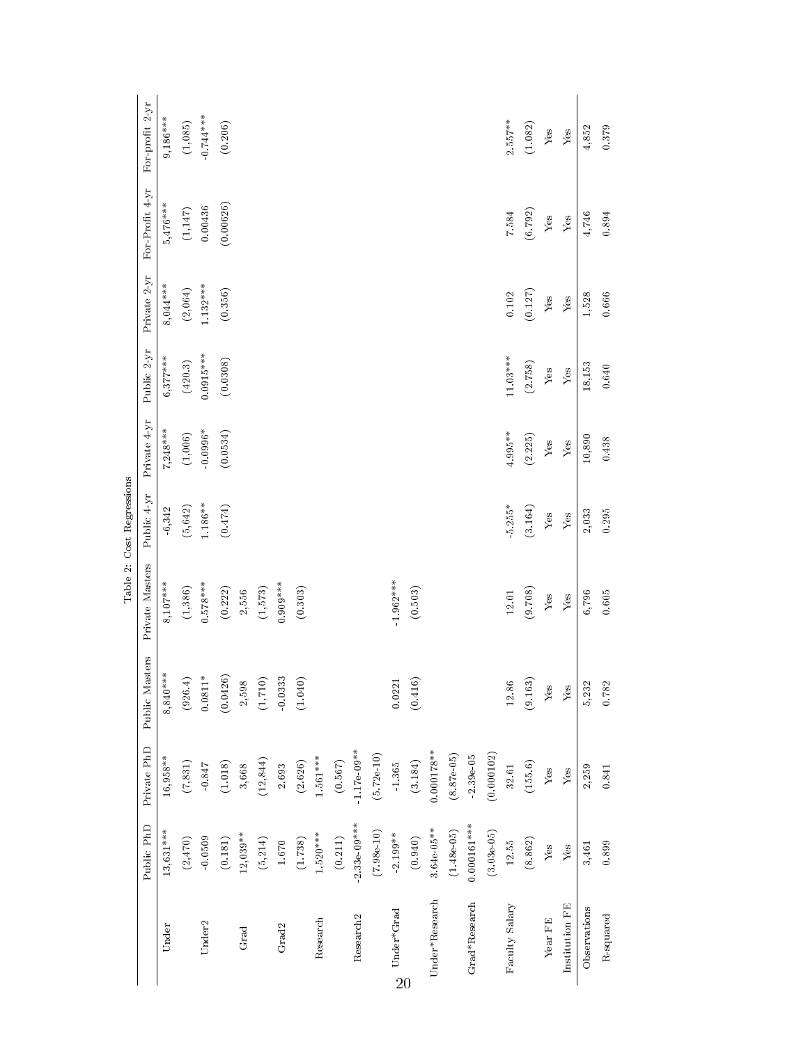Table 2: Cost Regressions

| | Public PhD | Private PhD | Public Masters | Private Masters | Public 4-yr | Private 4-yr | Public 2-yr | Private 2-yr | For-Profit 4-yr | For-profit 2-yr |
|---|---|---|---|---|---|---|---|---|---|---|
| Under | 13,631*** | 16,958** | 8,840*** | 8,107*** | -6,342 | 7,248*** | 6,377*** | 8,044*** | 5,476*** | 9,186*** |
| | (2,470) | (7,831) | (926.4) | (1,386) | (5,642) | (1,006) | (420.3) | (2,064) | (1,147) | (1,085) |
| Under2 | -0.0509 | -0.847 | 0.0811* | 0.578*** | 1.186** | -0.0996* | 0.0915*** | 1.132*** | 0.00436 | -0.744*** |
| | (0.181) | (1.018) | (0.0426) | (0.222) | (0.474) | (0.0534) | (0.0308) | (0.356) | (0.00626) | (0.206) |
| Grad | 12,039** | 3,668 | 2,598 | 2,556 | | | | | | |
| | (5,214) | (12,844) | (1,710) | (1,573) | | | | | | |
| Grad2 | 1.670 | 2.693 | -0.0333 | 0.909*** | | | | | | |
| | (1.738) | (2.626) | (1.040) | (0.303) | | | | | | |
| Research | 1.520*** | 1.561*** | | | | | | | | |
| | (0.211) | (0.567) | | | | | | | | |
| Research2 | -2.33e-09*** | -1.17e-09** | | | | | | | | |
| | (7.98e-10) | (5.72e-10) | | | | | | | | |
| Under*Grad | -2.199** | -1.365 | 0.0221 | -1.962*** | | | | | | |
| | (0.940) | (3.184) | (0.416) | (0.503) | | | | | | |
| Under*Research | 3.64e-05** | 0.000178** | | | | | | | | |
| | (1.48e-05) | (8.87e-05) | | | | | | | | |
| Grad*Research | 0.000161*** | -2.39e-05 | | | | | | | | |
| | (3.03e-05) | (0.000102) | | | | | | | | |
| Faculty Salary | 12.55 | 32.61 | 12.86 | 12.01 | -5.255* | 4.995** | 11.03*** | 0.102 | 7.584 | 2.557** |
| | (8.862) | (155.6) | (9.163) | (9.708) | (3.164) | (2.225) | (2.758) | (0.127) | (6.792) | (1.082) |
| Year FE | Yes | Yes | Yes | Yes | Yes | Yes | Yes | Yes | Yes | Yes |
| Institution FE | Yes | Yes | Yes | Yes | Yes | Yes | Yes | Yes | Yes | Yes |
| Observations | 3,461 | 2,259 | 5,232 | 6,796 | 2,033 | 10,890 | 18,153 | 1,528 | 4,746 | 4,852 |
| R-squared | 0.899 | 0.841 | 0.782 | 0.605 | 0.295 | 0.438 | 0.640 | 0.666 | 0.894 | 0.379 |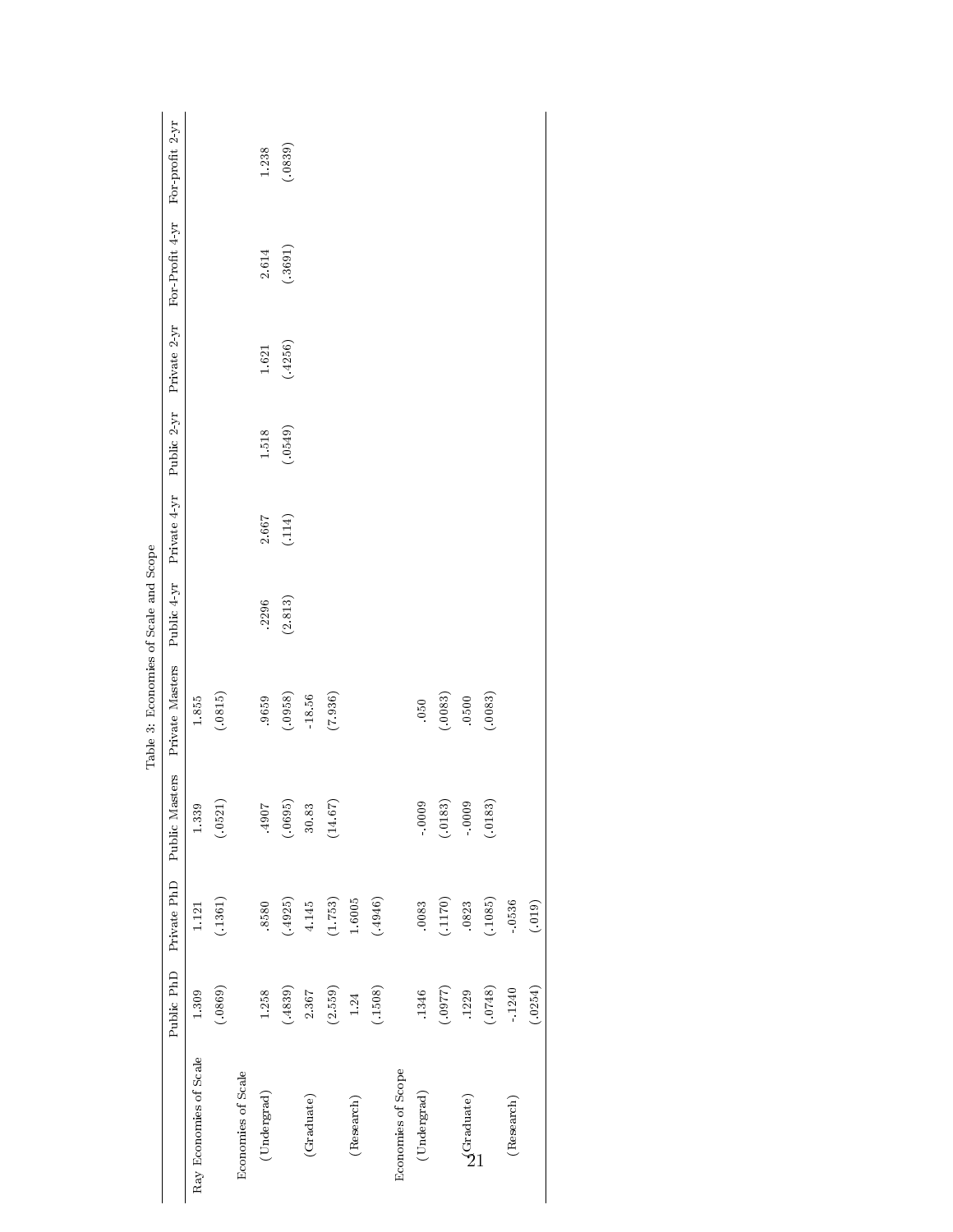Table 3: Economies of Scale and Scope

| | Public PhD | Private PhD | Public Masters | Private Masters | Public 4-yr | Private 4-yr | Public 2-yr | Private 2-yr | For-Profit 4-yr | For-profit 2-yr |
|---|---|---|---|---|---|---|---|---|---|---|
| Ray Economies of Scale | 1.309 | 1.121 | 1.339 | 1.855 | | | | | | |
| | (.0869) | (.1361) | (.0521) | (.0815) | | | | | | |
| Economies of Scale | | | | | | | | | | |
| (Undergrad) | 1.258 | .8580 | .4907 | .9659 | .2296 | 2.667 | 1.518 | 1.621 | 2.614 | 1.238 |
| | (.4839) | (.4925) | (.0695) | (.0958) | (2.813) | (.114) | (.0549) | (.4256) | (.3691) | (.0839) |
| (Graduate) | 2.367 | 4.145 | 30.83 | -18.56 | | | | | | |
| | (2.559) | (1.753) | (14.67) | (7.936) | | | | | | |
| (Research) | 1.24 | 1.6005 | | | | | | | | |
| | (.1508) | (.4946) | | | | | | | | |
| Economies of Scope | | | | | | | | | | |
| (Undergrad) | .1346 | .0083 | -.0009 | .050 | | | | | | |
| | (.0977) | (.1170) | (.0183) | (.0083) | | | | | | |
| (Graduate) | .1229 | .0823 | -.0009 | .0500 | | | | | | |
| | (.0748) | (.1085) | (.0183) | (.0083) | | | | | | |
| (Research) | -.1240 | -.0536 | | | | | | | | |
| | (.0254) | (.019) | | | | | | | | |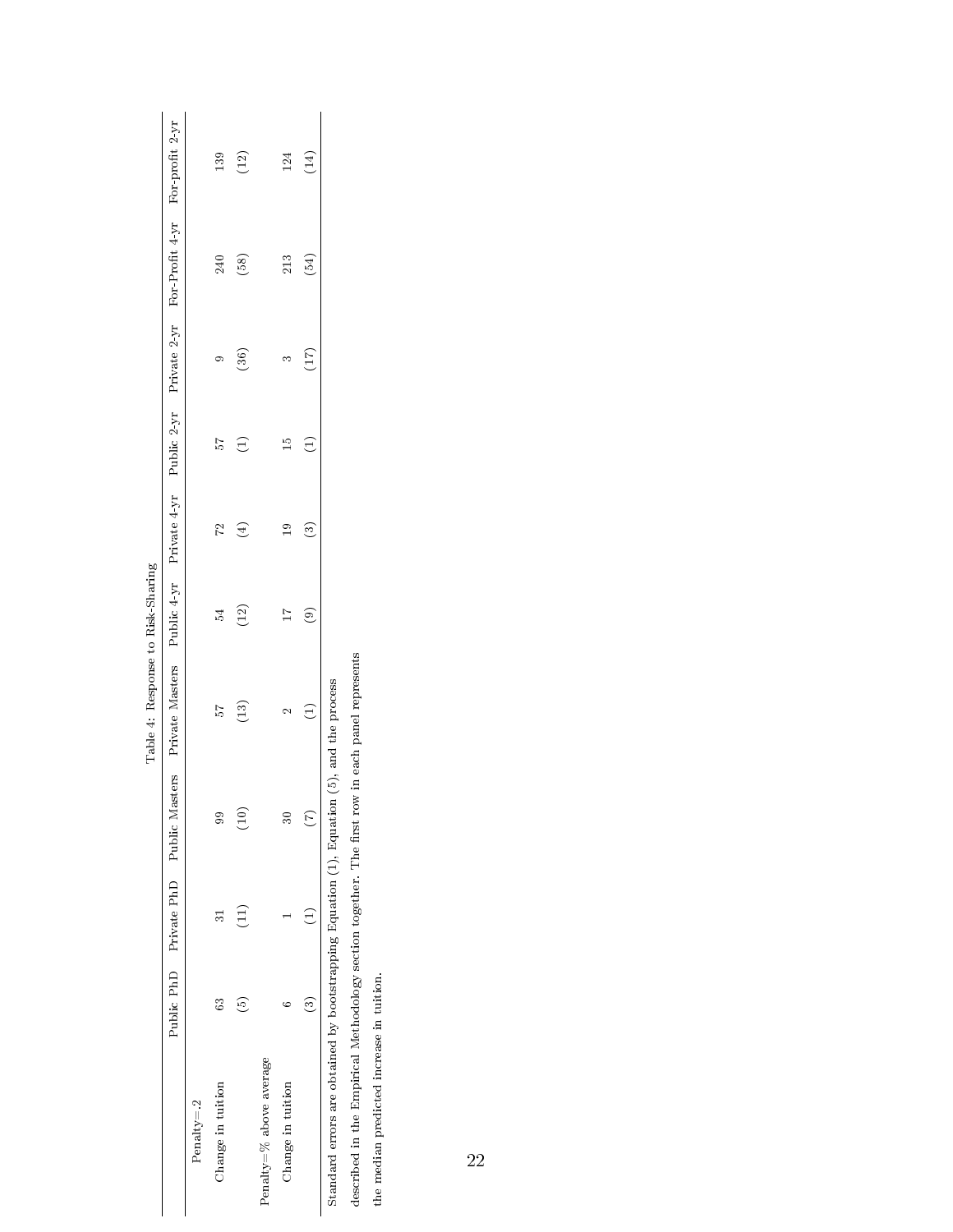Table 4: Response to Risk-Sharing

| | Public PhD | Private PhD | Public Masters | Private Masters | Public 4-yr | Private 4-yr | Public 2-yr | Private 2-yr | For-Profit 4-yr | For-profit 2-yr |
|---|---|---|---|---|---|---|---|---|---|---|
| Penalty=.2 | | | | | | | | | | |
| Change in tuition | 63 | 31 | 99 | 57 | 54 | 72 | 57 | 9 | 240 | 139 |
| | (5) | (11) | (10) | (13) | (12) | (4) | (1) | (36) | (58) | (12) |
| Penalty=% above average | | | | | | | | | | |
| Change in tuition | 6 | 1 | 30 | 2 | 17 | 19 | 15 | 3 | 213 | 124 |
| | (3) | (1) | (7) | (1) | (9) | (3) | (1) | (17) | (54) | (14) |

Standard errors are obtained by bootstrapping Equation (1), Equation (5), and the process described in the Empirical Methodology section together. The first row in each panel represents the median predicted increase in tuition.